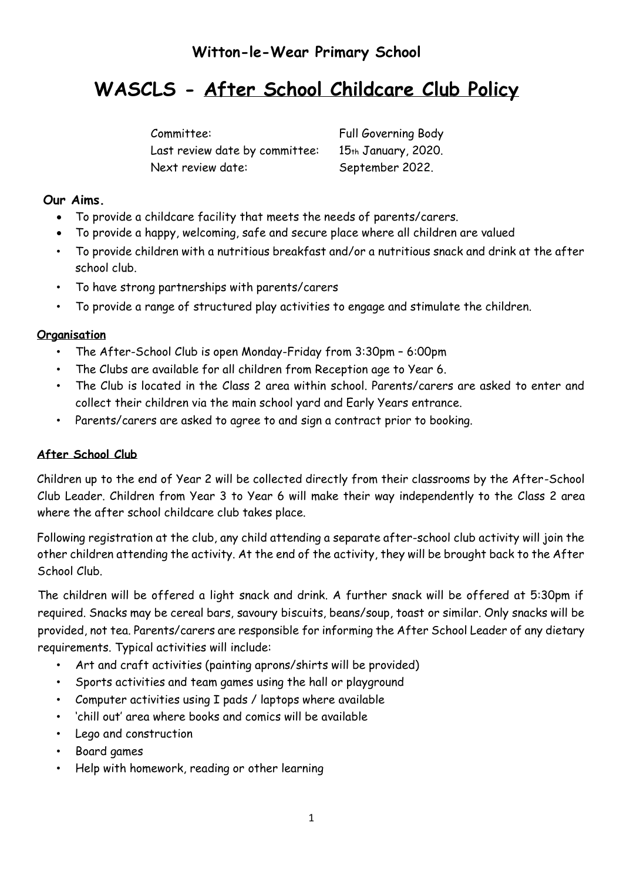## Witton-le-Wear Primary School

# WASCLS - After School Childcare Club Policy

| | |
|---|---|
| Committee: | Full Governing Body |
| Last review date by committee: | 15th January, 2020. |
| Next review date: | September 2022. |

**Our Aims.**

- To provide a childcare facility that meets the needs of parents/carers.
- To provide a happy, welcoming, safe and secure place where all children are valued
- To provide children with a nutritious breakfast and/or a nutritious snack and drink at the after school club.
- To have strong partnerships with parents/carers
- To provide a range of structured play activities to engage and stimulate the children.

**Organisation**

- The After-School Club is open Monday-Friday from 3:30pm – 6:00pm
- The Clubs are available for all children from Reception age to Year 6.
- The Club is located in the Class 2 area within school. Parents/carers are asked to enter and collect their children via the main school yard and Early Years entrance.
- Parents/carers are asked to agree to and sign a contract prior to booking.

**After School Club**

Children up to the end of Year 2 will be collected directly from their classrooms by the After-School Club Leader. Children from Year 3 to Year 6 will make their way independently to the Class 2 area where the after school childcare club takes place.

Following registration at the club, any child attending a separate after-school club activity will join the other children attending the activity. At the end of the activity, they will be brought back to the After School Club.

The children will be offered a light snack and drink. A further snack will be offered at 5:30pm if required. Snacks may be cereal bars, savoury biscuits, beans/soup, toast or similar. Only snacks will be provided, not tea. Parents/carers are responsible for informing the After School Leader of any dietary requirements. Typical activities will include:

- Art and craft activities (painting aprons/shirts will be provided)
- Sports activities and team games using the hall or playground
- Computer activities using I pads / laptops where available
- 'chill out' area where books and comics will be available
- Lego and construction
- Board games
- Help with homework, reading or other learning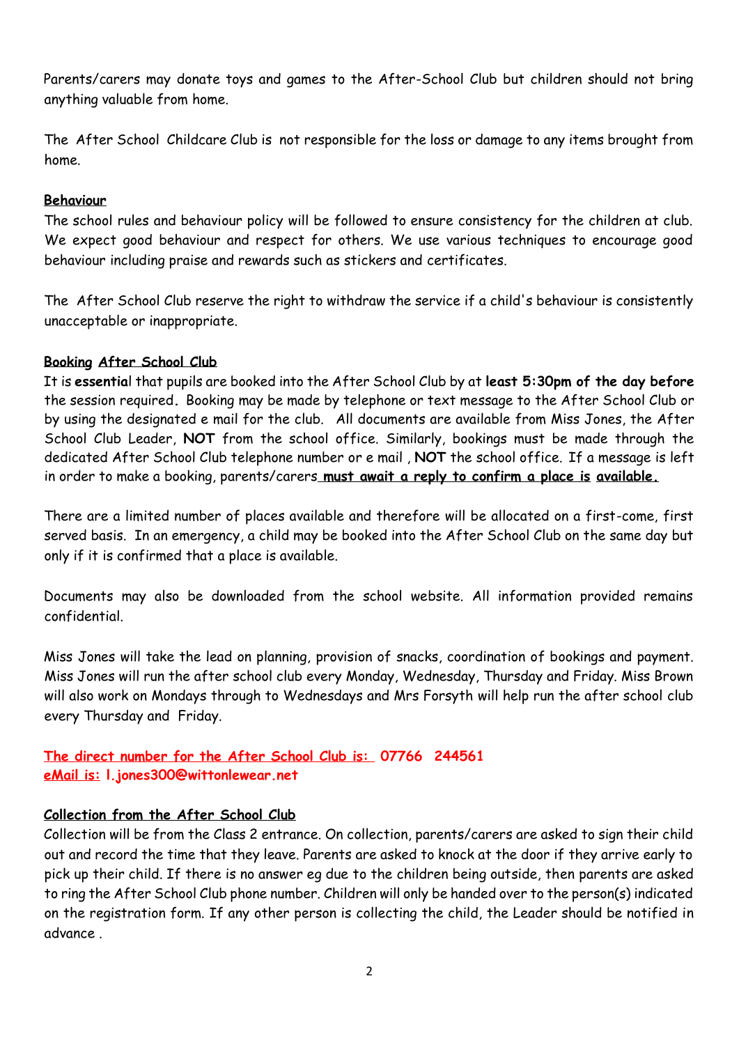Parents/carers may donate toys and games to the After-School Club but children should not bring anything valuable from home.

The After School Childcare Club is not responsible for the loss or damage to any items brought from home.

**Behaviour**

The school rules and behaviour policy will be followed to ensure consistency for the children at club. We expect good behaviour and respect for others. We use various techniques to encourage good behaviour including praise and rewards such as stickers and certificates.

The After School Club reserve the right to withdraw the service if a child's behaviour is consistently unacceptable or inappropriate.

**Booking After School Club**

It is **essentia**l that pupils are booked into the After School Club by at **least 5:30pm of the day before** the session required. Booking may be made by telephone or text message to the After School Club or by using the designated e mail for the club. All documents are available from Miss Jones, the After School Club Leader, **NOT** from the school office. Similarly, bookings must be made through the dedicated After School Club telephone number or e mail , **NOT** the school office. If a message is left in order to make a booking, parents/carers **must await a reply to confirm a place is available.**

There are a limited number of places available and therefore will be allocated on a first-come, first served basis. In an emergency, a child may be booked into the After School Club on the same day but only if it is confirmed that a place is available.

Documents may also be downloaded from the school website. All information provided remains confidential.

Miss Jones will take the lead on planning, provision of snacks, coordination of bookings and payment. Miss Jones will run the after school club every Monday, Wednesday, Thursday and Friday. Miss Brown will also work on Mondays through to Wednesdays and Mrs Forsyth will help run the after school club every Thursday and Friday.

**The direct number for the After School Club is: 07766 244561**
**eMail is: l.jones300@wittonlewear.net**

**Collection from the After School Club**

Collection will be from the Class 2 entrance. On collection, parents/carers are asked to sign their child out and record the time that they leave. Parents are asked to knock at the door if they arrive early to pick up their child. If there is no answer eg due to the children being outside, then parents are asked to ring the After School Club phone number. Children will only be handed over to the person(s) indicated on the registration form. If any other person is collecting the child, the Leader should be notified in advance .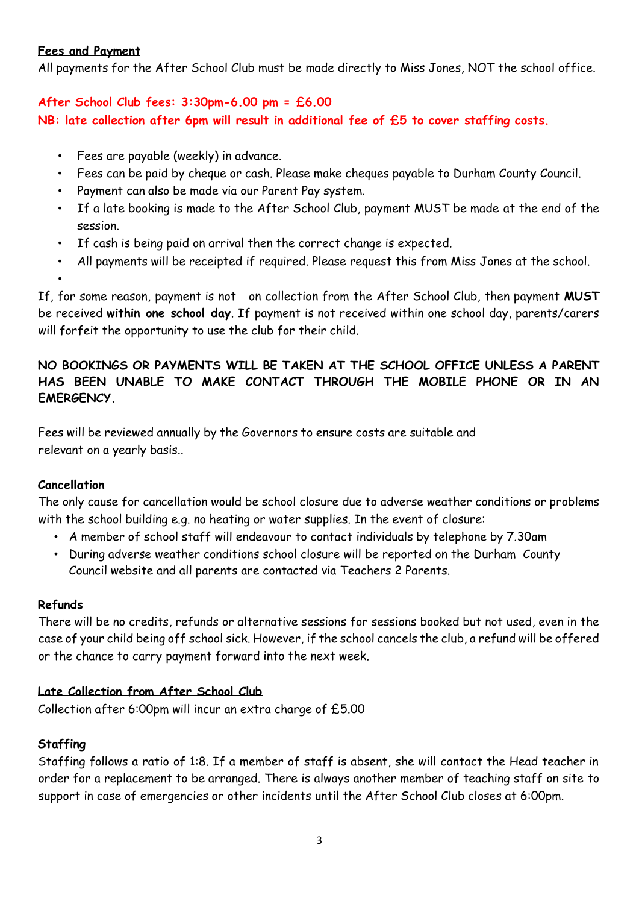**Fees and Payment**

All payments for the After School Club must be made directly to Miss Jones, NOT the school office.

**After School Club fees: 3:30pm-6.00 pm = £6.00**

**NB: late collection after 6pm will result in additional fee of £5 to cover staffing costs.**

- Fees are payable (weekly) in advance.
- Fees can be paid by cheque or cash. Please make cheques payable to Durham County Council.
- Payment can also be made via our Parent Pay system.
- If a late booking is made to the After School Club, payment MUST be made at the end of the session.
- If cash is being paid on arrival then the correct change is expected.
- All payments will be receipted if required. Please request this from Miss Jones at the school.

If, for some reason, payment is not on collection from the After School Club, then payment **MUST** be received **within one school day**. If payment is not received within one school day, parents/carers will forfeit the opportunity to use the club for their child.

**NO BOOKINGS OR PAYMENTS WILL BE TAKEN AT THE SCHOOL OFFICE UNLESS A PARENT HAS BEEN UNABLE TO MAKE CONTACT THROUGH THE MOBILE PHONE OR IN AN EMERGENCY.**

Fees will be reviewed annually by the Governors to ensure costs are suitable and relevant on a yearly basis..

**Cancellation**

The only cause for cancellation would be school closure due to adverse weather conditions or problems with the school building e.g. no heating or water supplies. In the event of closure:

- A member of school staff will endeavour to contact individuals by telephone by 7.30am
- During adverse weather conditions school closure will be reported on the Durham County Council website and all parents are contacted via Teachers 2 Parents.

**Refunds**

There will be no credits, refunds or alternative sessions for sessions booked but not used, even in the case of your child being off school sick. However, if the school cancels the club, a refund will be offered or the chance to carry payment forward into the next week.

**Late Collection from After School Club**

Collection after 6:00pm will incur an extra charge of £5.00

**Staffing**

Staffing follows a ratio of 1:8. If a member of staff is absent, she will contact the Head teacher in order for a replacement to be arranged. There is always another member of teaching staff on site to support in case of emergencies or other incidents until the After School Club closes at 6:00pm.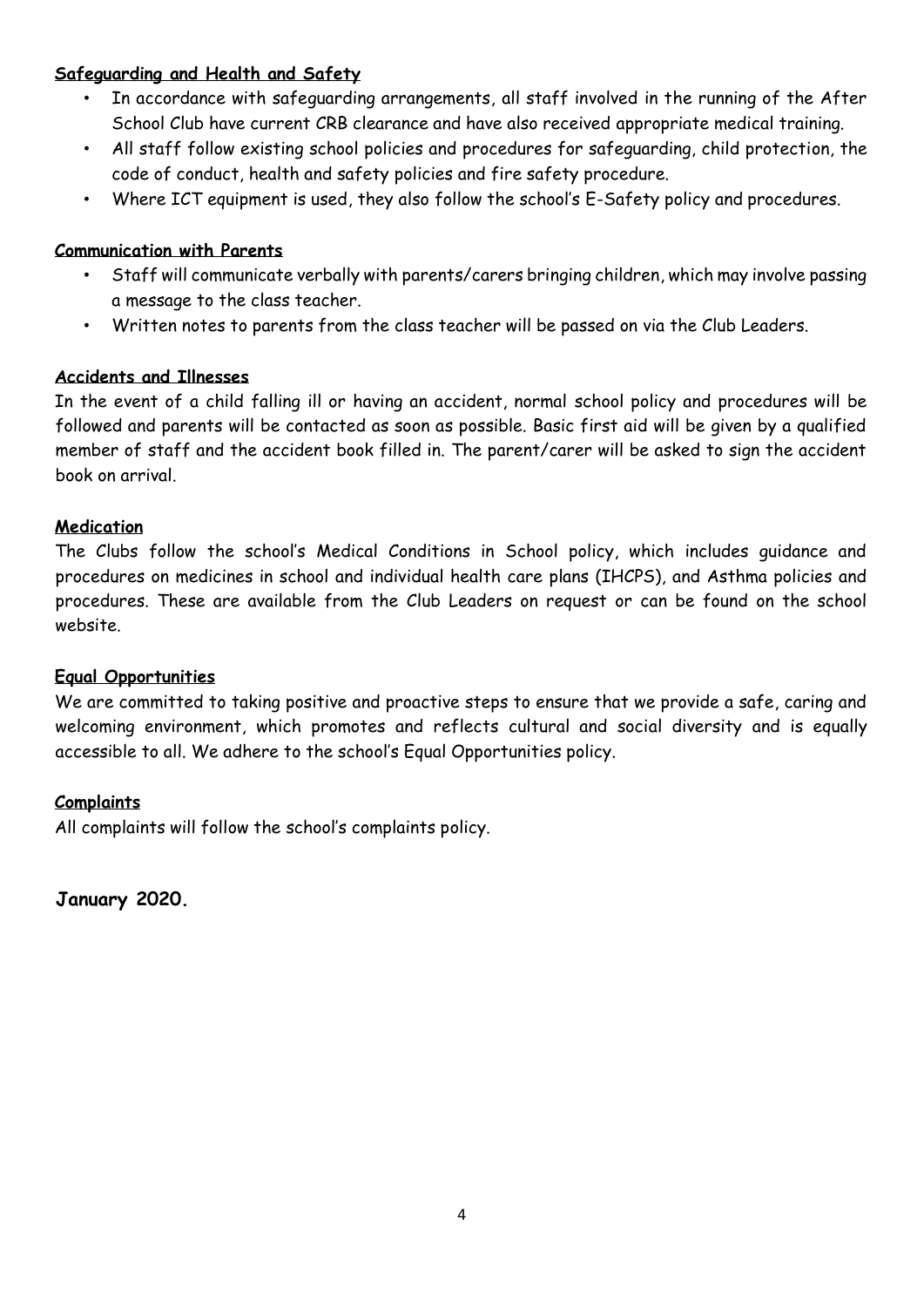## Safeguarding and Health and Safety

- In accordance with safeguarding arrangements, all staff involved in the running of the After School Club have current CRB clearance and have also received appropriate medical training.
- All staff follow existing school policies and procedures for safeguarding, child protection, the code of conduct, health and safety policies and fire safety procedure.
- Where ICT equipment is used, they also follow the school's E-Safety policy and procedures.

## Communication with Parents

- Staff will communicate verbally with parents/carers bringing children, which may involve passing a message to the class teacher.
- Written notes to parents from the class teacher will be passed on via the Club Leaders.

## Accidents and Illnesses

In the event of a child falling ill or having an accident, normal school policy and procedures will be followed and parents will be contacted as soon as possible. Basic first aid will be given by a qualified member of staff and the accident book filled in. The parent/carer will be asked to sign the accident book on arrival.

## Medication

The Clubs follow the school's Medical Conditions in School policy, which includes guidance and procedures on medicines in school and individual health care plans (IHCPS), and Asthma policies and procedures. These are available from the Club Leaders on request or can be found on the school website.

## Equal Opportunities

We are committed to taking positive and proactive steps to ensure that we provide a safe, caring and welcoming environment, which promotes and reflects cultural and social diversity and is equally accessible to all. We adhere to the school's Equal Opportunities policy.

## Complaints

All complaints will follow the school's complaints policy.

**January 2020.**